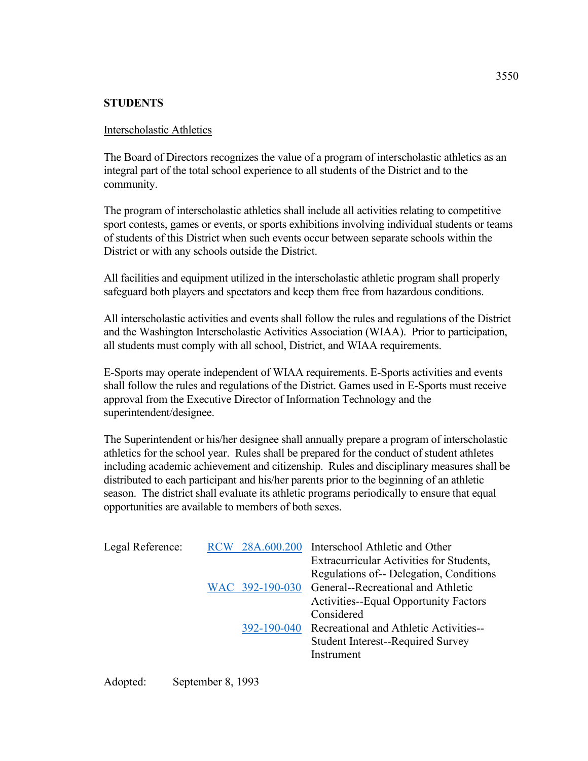**STUDENTS**

Interscholastic Athletics

The Board of Directors recognizes the value of a program of interscholastic athletics as an integral part of the total school experience to all students of the District and to the community.

The program of interscholastic athletics shall include all activities relating to competitive sport contests, games or events, or sports exhibitions involving individual students or teams of students of this District when such events occur between separate schools within the District or with any schools outside the District.

All facilities and equipment utilized in the interscholastic athletic program shall properly safeguard both players and spectators and keep them free from hazardous conditions.

All interscholastic activities and events shall follow the rules and regulations of the District and the Washington Interscholastic Activities Association (WIAA). Prior to participation, all students must comply with all school, District, and WIAA requirements.

E-Sports may operate independent of WIAA requirements. E-Sports activities and events shall follow the rules and regulations of the District. Games used in E-Sports must receive approval from the Executive Director of Information Technology and the superintendent/designee.

The Superintendent or his/her designee shall annually prepare a program of interscholastic athletics for the school year. Rules shall be prepared for the conduct of student athletes including academic achievement and citizenship. Rules and disciplinary measures shall be distributed to each participant and his/her parents prior to the beginning of an athletic season. The district shall evaluate its athletic programs periodically to ensure that equal opportunities are available to members of both sexes.

| Legal Reference: | | |
|---|---|---|
| | RCW 28A.600.200 | Interschool Athletic and Other Extracurricular Activities for Students, Regulations of-- Delegation, Conditions |
| | WAC 392-190-030 | General--Recreational and Athletic Activities--Equal Opportunity Factors Considered |
| | 392-190-040 | Recreational and Athletic Activities--Student Interest--Required Survey Instrument |

Adopted: September 8, 1993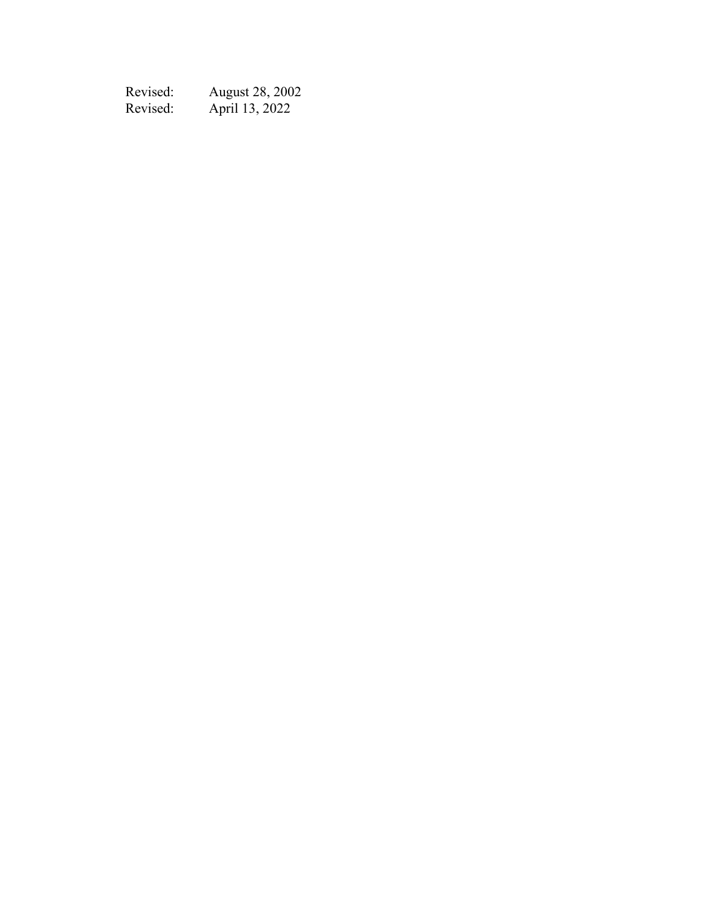Revised: August 28, 2002
Revised: April 13, 2022